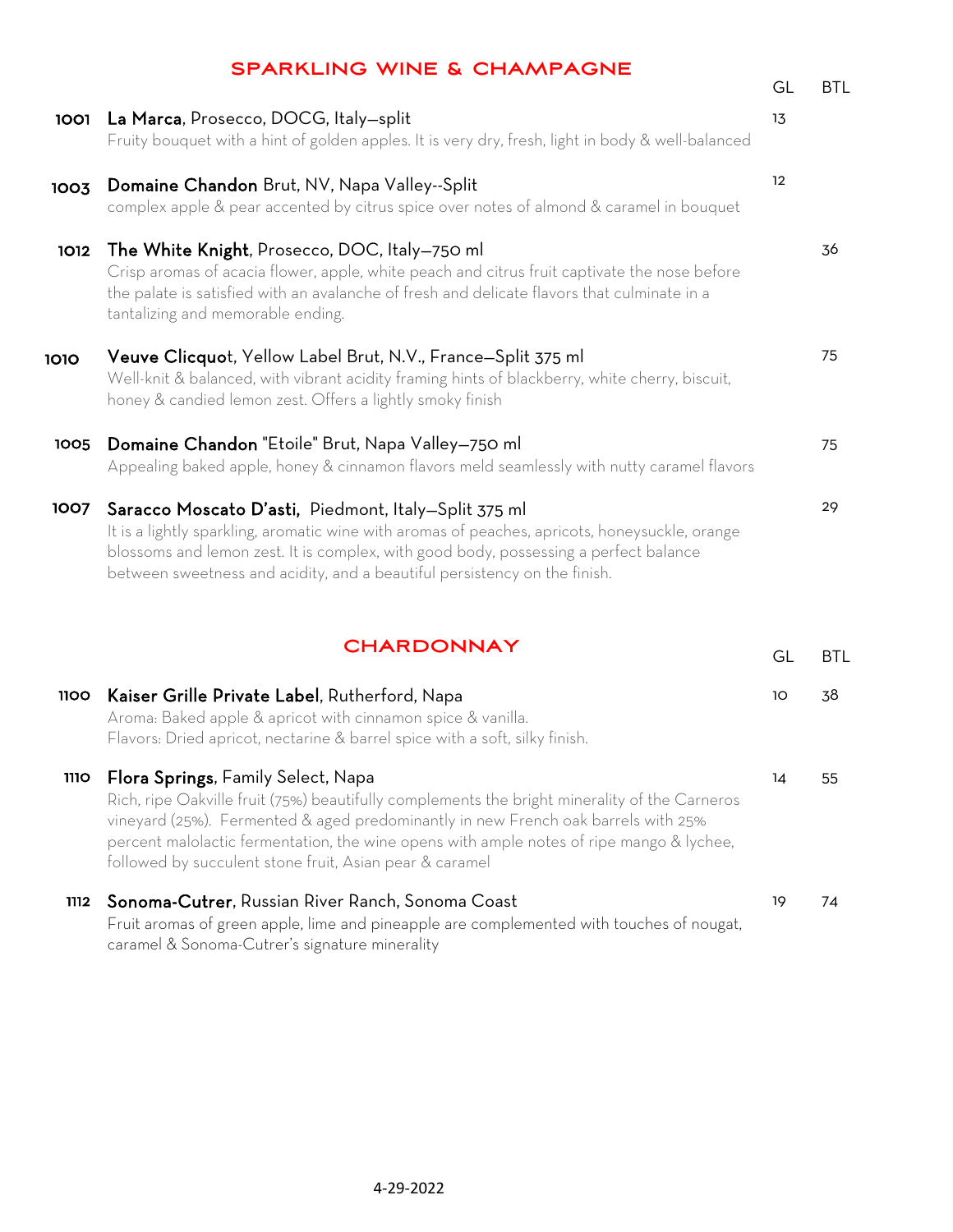## SPARKLING WINE & CHAMPAGNE

| # | Wine | GL | BTL |
|---|---|---|---|
| 1001 | **La Marca**, Prosecco, DOCG, Italy—split<br>Fruity bouquet with a hint of golden apples. It is very dry, fresh, light in body & well-balanced | 13 | |
| 1003 | **Domaine Chandon** Brut, NV, Napa Valley--Split<br>complex apple & pear accented by citrus spice over notes of almond & caramel in bouquet | 12 | |
| 1012 | **The White Knight**, Prosecco, DOC, Italy—750 ml<br>Crisp aromas of acacia flower, apple, white peach and citrus fruit captivate the nose before the palate is satisfied with an avalanche of fresh and delicate flavors that culminate in a tantalizing and memorable ending. | | 36 |
| 1010 | **Veuve Clicquot**, Yellow Label Brut, N.V., France—Split 375 ml<br>Well-knit & balanced, with vibrant acidity framing hints of blackberry, white cherry, biscuit, honey & candied lemon zest. Offers a lightly smoky finish | | 75 |
| 1005 | **Domaine Chandon** "Etoile" Brut, Napa Valley—750 ml<br>Appealing baked apple, honey & cinnamon flavors meld seamlessly with nutty caramel flavors | | 75 |
| 1007 | **Saracco Moscato D'asti**, Piedmont, Italy—Split 375 ml<br>It is a lightly sparkling, aromatic wine with aromas of peaches, apricots, honeysuckle, orange blossoms and lemon zest. It is complex, with good body, possessing a perfect balance between sweetness and acidity, and a beautiful persistency on the finish. | | 29 |

## CHARDONNAY

| # | Wine | GL | BTL |
|---|---|---|---|
| 1100 | **Kaiser Grille Private Label**, Rutherford, Napa<br>Aroma: Baked apple & apricot with cinnamon spice & vanilla.<br>Flavors: Dried apricot, nectarine & barrel spice with a soft, silky finish. | 10 | 38 |
| 1110 | **Flora Springs**, Family Select, Napa<br>Rich, ripe Oakville fruit (75%) beautifully complements the bright minerality of the Carneros vineyard (25%). Fermented & aged predominantly in new French oak barrels with 25% percent malolactic fermentation, the wine opens with ample notes of ripe mango & lychee, followed by succulent stone fruit, Asian pear & caramel | 14 | 55 |
| 1112 | **Sonoma-Cutrer**, Russian River Ranch, Sonoma Coast<br>Fruit aromas of green apple, lime and pineapple are complemented with touches of nougat, caramel & Sonoma-Cutrer's signature minerality | 19 | 74 |

4-29-2022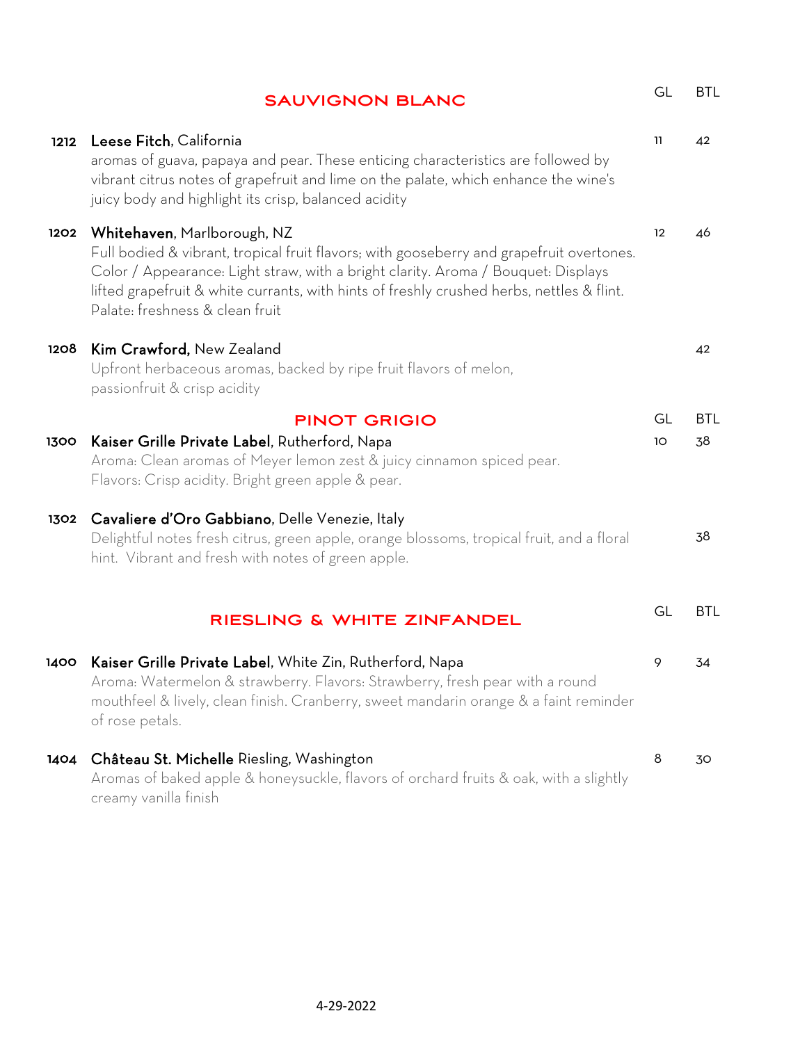## SAUVIGNON BLANC

| | | GL | BTL |
|---|---|---|---|
| 1212 | **Leese Fitch**, California<br>aromas of guava, papaya and pear. These enticing characteristics are followed by vibrant citrus notes of grapefruit and lime on the palate, which enhance the wine's juicy body and highlight its crisp, balanced acidity | 11 | 42 |
| 1202 | **Whitehaven**, Marlborough, NZ<br>Full bodied & vibrant, tropical fruit flavors; with gooseberry and grapefruit overtones. Color / Appearance: Light straw, with a bright clarity. Aroma / Bouquet: Displays lifted grapefruit & white currants, with hints of freshly crushed herbs, nettles & flint. Palate: freshness & clean fruit | 12 | 46 |
| 1208 | **Kim Crawford,** New Zealand<br>Upfront herbaceous aromas, backed by ripe fruit flavors of melon, passionfruit & crisp acidity | | 42 |

## PINOT GRIGIO

| | | GL | BTL |
|---|---|---|---|
| 1300 | **Kaiser Grille Private Label**, Rutherford, Napa<br>Aroma: Clean aromas of Meyer lemon zest & juicy cinnamon spiced pear. Flavors: Crisp acidity. Bright green apple & pear. | 10 | 38 |
| 1302 | **Cavaliere d'Oro Gabbiano**, Delle Venezie, Italy<br>Delightful notes fresh citrus, green apple, orange blossoms, tropical fruit, and a floral hint. Vibrant and fresh with notes of green apple. | | 38 |

## RIESLING & WHITE ZINFANDEL

| | | GL | BTL |
|---|---|---|---|
| 1400 | **Kaiser Grille Private Label**, White Zin, Rutherford, Napa<br>Aroma: Watermelon & strawberry. Flavors: Strawberry, fresh pear with a round mouthfeel & lively, clean finish. Cranberry, sweet mandarin orange & a faint reminder of rose petals. | 9 | 34 |
| 1404 | **Château St. Michelle** Riesling, Washington<br>Aromas of baked apple & honeysuckle, flavors of orchard fruits & oak, with a slightly creamy vanilla finish | 8 | 30 |

4-29-2022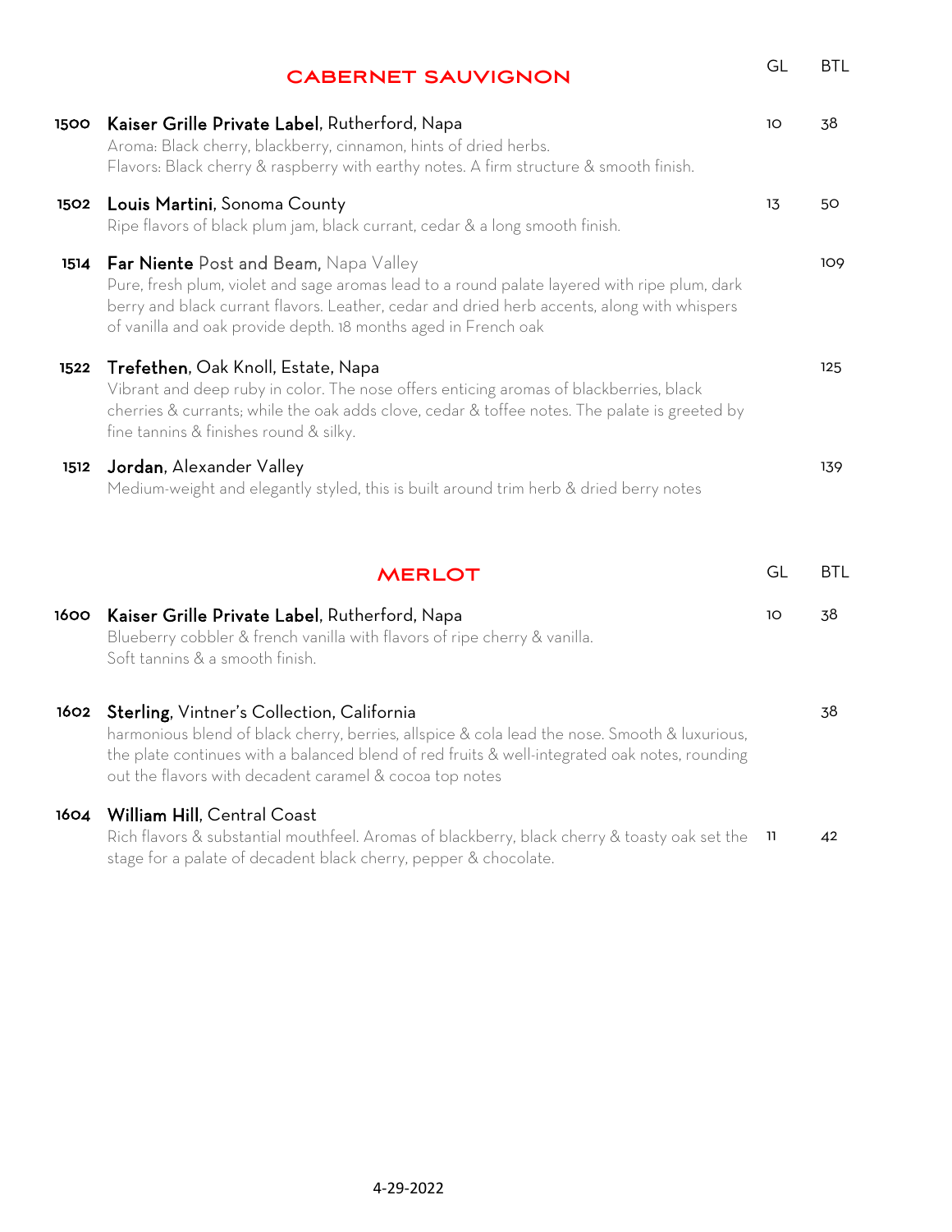## CABERNET SAUVIGNON

| # | Wine | GL | BTL |
|---|---|---|---|
| 1500 | **Kaiser Grille Private Label**, Rutherford, Napa<br>Aroma: Black cherry, blackberry, cinnamon, hints of dried herbs.<br>Flavors: Black cherry & raspberry with earthy notes. A firm structure & smooth finish. | 10 | 38 |
| 1502 | **Louis Martini**, Sonoma County<br>Ripe flavors of black plum jam, black currant, cedar & a long smooth finish. | 13 | 50 |
| 1514 | **Far Niente** Post and Beam, Napa Valley<br>Pure, fresh plum, violet and sage aromas lead to a round palate layered with ripe plum, dark berry and black currant flavors. Leather, cedar and dried herb accents, along with whispers of vanilla and oak provide depth. 18 months aged in French oak | | 109 |
| 1522 | **Trefethen**, Oak Knoll, Estate, Napa<br>Vibrant and deep ruby in color. The nose offers enticing aromas of blackberries, black cherries & currants; while the oak adds clove, cedar & toffee notes. The palate is greeted by fine tannins & finishes round & silky. | | 125 |
| 1512 | **Jordan**, Alexander Valley<br>Medium-weight and elegantly styled, this is built around trim herb & dried berry notes | | 139 |

## MERLOT

| # | Wine | GL | BTL |
|---|---|---|---|
| 1600 | **Kaiser Grille Private Label**, Rutherford, Napa<br>Blueberry cobbler & french vanilla with flavors of ripe cherry & vanilla.<br>Soft tannins & a smooth finish. | 10 | 38 |
| 1602 | **Sterling**, Vintner's Collection, California<br>harmonious blend of black cherry, berries, allspice & cola lead the nose. Smooth & luxurious, the plate continues with a balanced blend of red fruits & well-integrated oak notes, rounding out the flavors with decadent caramel & cocoa top notes | | 38 |
| 1604 | **William Hill**, Central Coast<br>Rich flavors & substantial mouthfeel. Aromas of blackberry, black cherry & toasty oak set the stage for a palate of decadent black cherry, pepper & chocolate. | 11 | 42 |

4-29-2022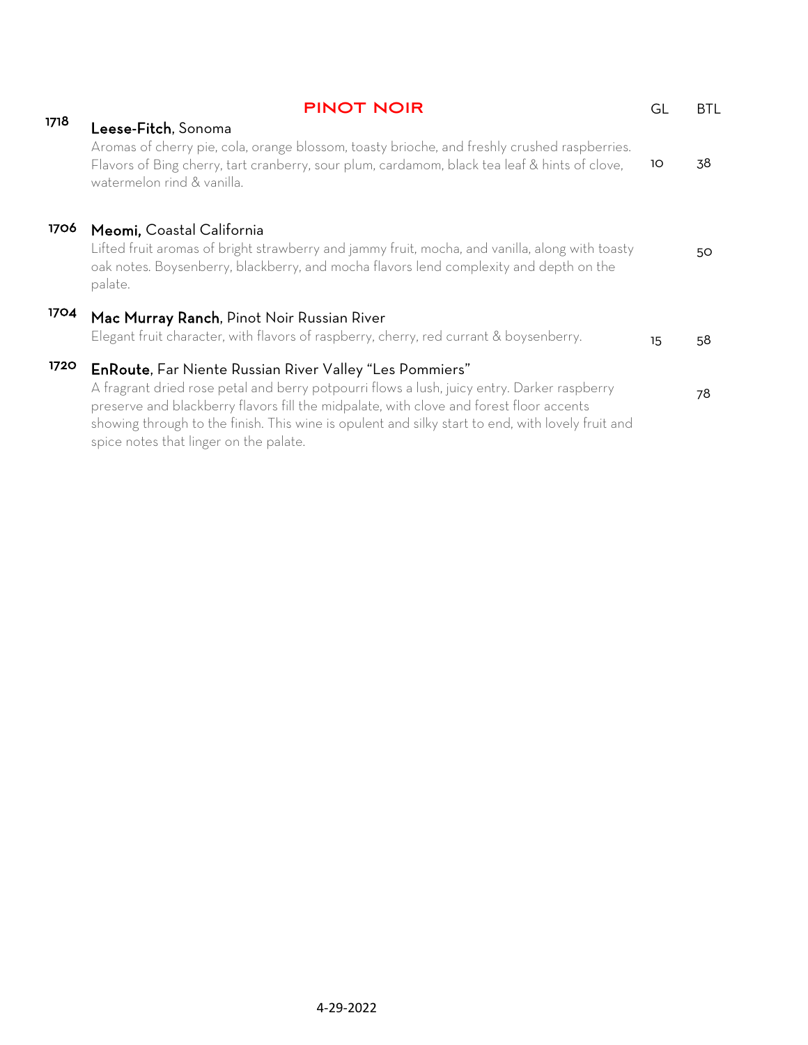## PINOT NOIR

| # | Wine | GL | BTL |
|---|---|---|---|
| 1718 | **Leese-Fitch**, Sonoma<br>Aromas of cherry pie, cola, orange blossom, toasty brioche, and freshly crushed raspberries. Flavors of Bing cherry, tart cranberry, sour plum, cardamom, black tea leaf & hints of clove, watermelon rind & vanilla. | 10 | 38 |
| 1706 | **Meomi,** Coastal California<br>Lifted fruit aromas of bright strawberry and jammy fruit, mocha, and vanilla, along with toasty oak notes. Boysenberry, blackberry, and mocha flavors lend complexity and depth on the palate. | | 50 |
| 1704 | **Mac Murray Ranch**, Pinot Noir Russian River<br>Elegant fruit character, with flavors of raspberry, cherry, red currant & boysenberry. | 15 | 58 |
| 1720 | **EnRoute**, Far Niente Russian River Valley "Les Pommiers"<br>A fragrant dried rose petal and berry potpourri flows a lush, juicy entry. Darker raspberry preserve and blackberry flavors fill the midpalate, with clove and forest floor accents showing through to the finish. This wine is opulent and silky start to end, with lovely fruit and spice notes that linger on the palate. | | 78 |

4-29-2022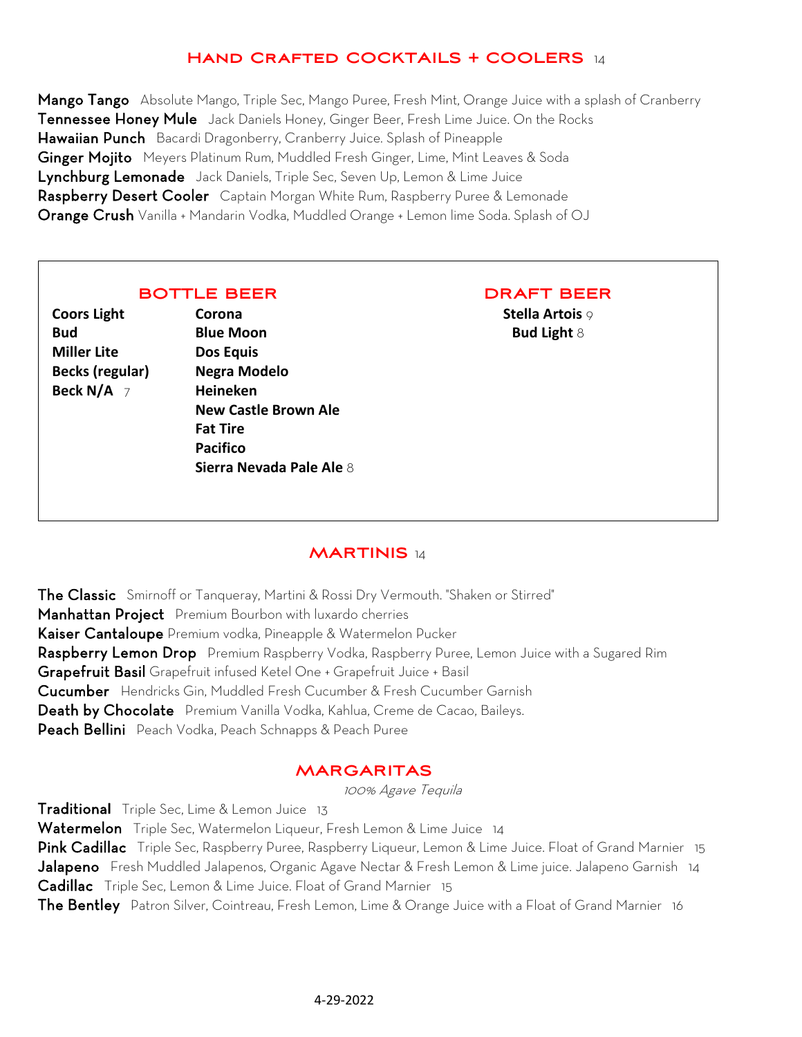## HAND CRAFTED COCKTAILS + COOLERS 14

**Mango Tango** Absolute Mango, Triple Sec, Mango Puree, Fresh Mint, Orange Juice with a splash of Cranberry
**Tennessee Honey Mule** Jack Daniels Honey, Ginger Beer, Fresh Lime Juice. On the Rocks
**Hawaiian Punch** Bacardi Dragonberry, Cranberry Juice. Splash of Pineapple
**Ginger Mojito** Meyers Platinum Rum, Muddled Fresh Ginger, Lime, Mint Leaves & Soda
**Lynchburg Lemonade** Jack Daniels, Triple Sec, Seven Up, Lemon & Lime Juice
**Raspberry Desert Cooler** Captain Morgan White Rum, Raspberry Puree & Lemonade
**Orange Crush** Vanilla + Mandarin Vodka, Muddled Orange + Lemon lime Soda. Splash of OJ

## BOTTLE BEER

**Coors Light**
**Bud**
**Miller Lite**
**Becks (regular)**
**Beck N/A** 7

**Corona**
**Blue Moon**
**Dos Equis**
**Negra Modelo**
**Heineken**
**New Castle Brown Ale**
**Fat Tire**
**Pacifico**
**Sierra Nevada Pale Ale** 8

## DRAFT BEER

**Stella Artois** 9
**Bud Light** 8

## MARTINIS 14

**The Classic** Smirnoff or Tanqueray, Martini & Rossi Dry Vermouth. "Shaken or Stirred"
**Manhattan Project** Premium Bourbon with luxardo cherries
**Kaiser Cantaloupe** Premium vodka, Pineapple & Watermelon Pucker
**Raspberry Lemon Drop** Premium Raspberry Vodka, Raspberry Puree, Lemon Juice with a Sugared Rim
**Grapefruit Basil** Grapefruit infused Ketel One + Grapefruit Juice + Basil
**Cucumber** Hendricks Gin, Muddled Fresh Cucumber & Fresh Cucumber Garnish
**Death by Chocolate** Premium Vanilla Vodka, Kahlua, Creme de Cacao, Baileys.
**Peach Bellini** Peach Vodka, Peach Schnapps & Peach Puree

## MARGARITAS

*100% Agave Tequila*

**Traditional** Triple Sec, Lime & Lemon Juice 13
**Watermelon** Triple Sec, Watermelon Liqueur, Fresh Lemon & Lime Juice 14
**Pink Cadillac** Triple Sec, Raspberry Puree, Raspberry Liqueur, Lemon & Lime Juice. Float of Grand Marnier 15
**Jalapeno** Fresh Muddled Jalapenos, Organic Agave Nectar & Fresh Lemon & Lime juice. Jalapeno Garnish 14
**Cadillac** Triple Sec, Lemon & Lime Juice. Float of Grand Marnier 15
**The Bentley** Patron Silver, Cointreau, Fresh Lemon, Lime & Orange Juice with a Float of Grand Marnier 16

4-29-2022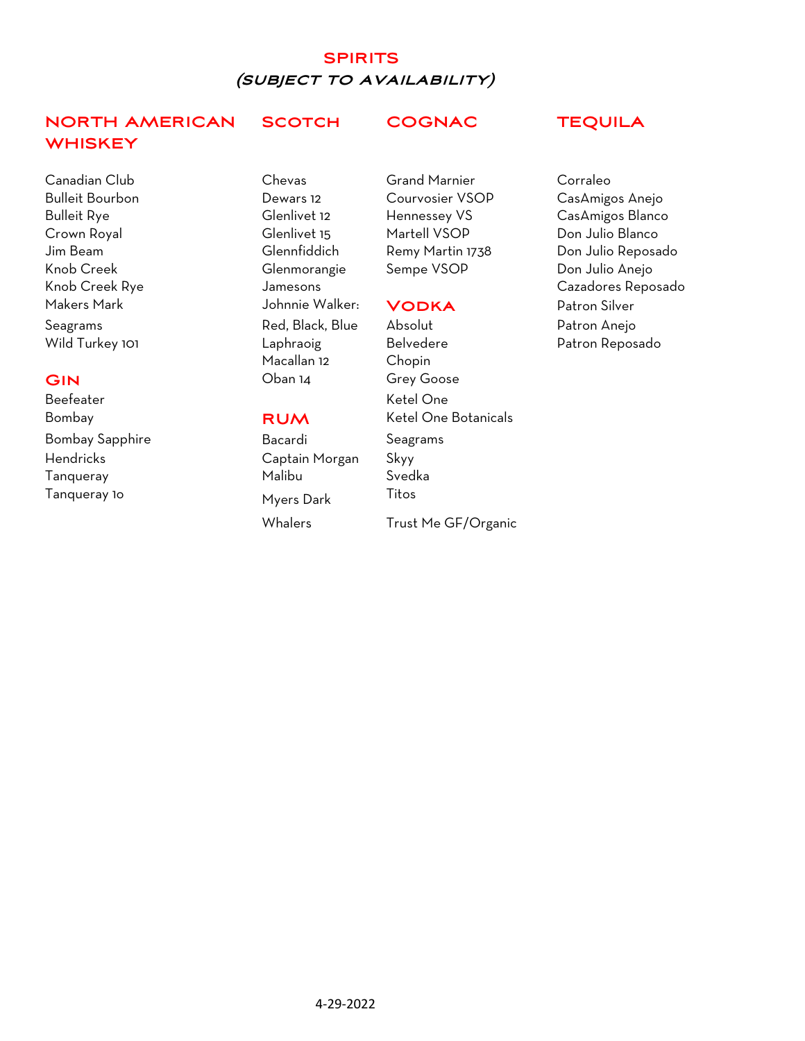# SPIRITS
## *(SUBJECT TO AVAILABILITY)*

### NORTH AMERICAN WHISKEY

Canadian Club
Bulleit Bourbon
Bulleit Rye
Crown Royal
Jim Beam
Knob Creek
Knob Creek Rye
Makers Mark
Seagrams
Wild Turkey 101

### GIN

Beefeater
Bombay
Bombay Sapphire
Hendricks
Tanqueray
Tanqueray 10

### SCOTCH

Chevas
Dewars 12
Glenlivet 12
Glenlivet 15
Glennfiddich
Glenmorangie
Jamesons
Johnnie Walker:
Red, Black, Blue
Laphraoig
Macallan 12
Oban 14

### RUM

Bacardi
Captain Morgan
Malibu
Myers Dark
Whalers

### COGNAC

Grand Marnier
Courvosier VSOP
Hennessey VS
Martell VSOP
Remy Martin 1738
Sempe VSOP

### VODKA

Absolut
Belvedere
Chopin
Grey Goose
Ketel One
Ketel One Botanicals
Seagrams
Skyy
Svedka
Titos
Trust Me GF/Organic

### TEQUILA

Corraleo
CasAmigos Anejo
CasAmigos Blanco
Don Julio Blanco
Don Julio Reposado
Don Julio Anejo
Cazadores Reposado
Patron Silver
Patron Anejo
Patron Reposado

4-29-2022